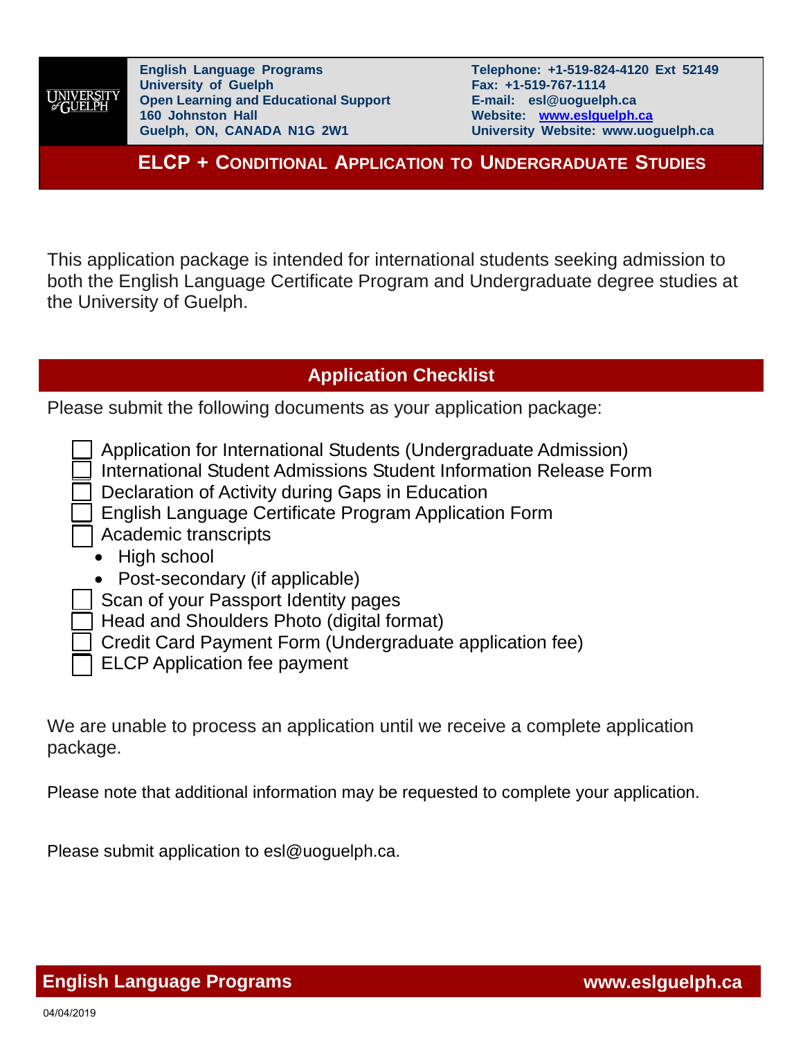**English Language Programs**
**University of Guelph**
**Open Learning and Educational Support**
**160 Johnston Hall**
**Guelph, ON, CANADA N1G 2W1**

**Telephone: +1-519-824-4120 Ext 52149**
**Fax: +1-519-767-1114**
**E-mail: esl@uoguelph.ca**
**Website: www.eslguelph.ca**
**University Website: www.uoguelph.ca**

# ELCP + Conditional Application to Undergraduate Studies

This application package is intended for international students seeking admission to both the English Language Certificate Program and Undergraduate degree studies at the University of Guelph.

## Application Checklist

Please submit the following documents as your application package:

- [ ] Application for International Students (Undergraduate Admission)
- [ ] International Student Admissions Student Information Release Form
- [ ] Declaration of Activity during Gaps in Education
- [ ] English Language Certificate Program Application Form
- [ ] Academic transcripts
  - High school
  - Post-secondary (if applicable)
- [ ] Scan of your Passport Identity pages
- [ ] Head and Shoulders Photo (digital format)
- [ ] Credit Card Payment Form (Undergraduate application fee)
- [ ] ELCP Application fee payment

We are unable to process an application until we receive a complete application package.

Please note that additional information may be requested to complete your application.

Please submit application to esl@uoguelph.ca.

04/04/2019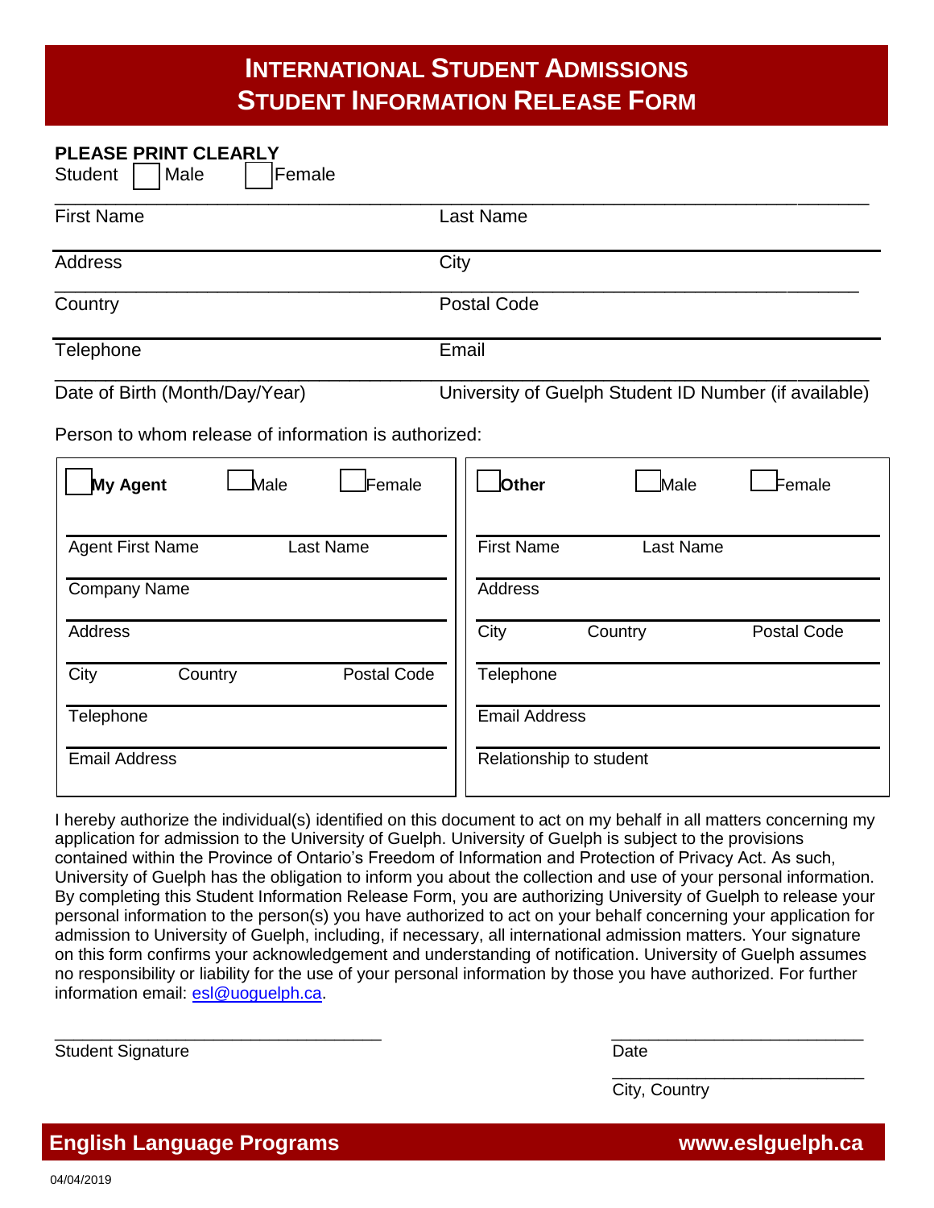# INTERNATIONAL STUDENT ADMISSIONS
# STUDENT INFORMATION RELEASE FORM

**PLEASE PRINT CLEARLY**

Student ☐ Male ☐ Female

| | |
|---|---|
| First Name | Last Name |
| Address | City |
| Country | Postal Code |
| Telephone | Email |
| Date of Birth (Month/Day/Year) | University of Guelph Student ID Number (if available) |

Person to whom release of information is authorized:

| ☐ **My Agent** ☐ Male ☐ Female | ☐ **Other** ☐ Male ☐ Female |
|---|---|
| Agent First Name / Last Name | First Name / Last Name |
| Company Name | Address |
| Address | City / Country / Postal Code |
| City / Country / Postal Code | Telephone |
| Telephone | Email Address |
| Email Address | Relationship to student |

I hereby authorize the individual(s) identified on this document to act on my behalf in all matters concerning my application for admission to the University of Guelph. University of Guelph is subject to the provisions contained within the Province of Ontario's Freedom of Information and Protection of Privacy Act. As such, University of Guelph has the obligation to inform you about the collection and use of your personal information. By completing this Student Information Release Form, you are authorizing University of Guelph to release your personal information to the person(s) you have authorized to act on your behalf concerning your application for admission to University of Guelph, including, if necessary, all international admission matters. Your signature on this form confirms your acknowledgement and understanding of notification. University of Guelph assumes no responsibility or liability for the use of your personal information by those you have authorized. For further information email: esl@uoguelph.ca.

Student Signature ____________________ Date ____________________

City, Country ____________________

**English Language Programs** **www.eslguelph.ca**

04/04/2019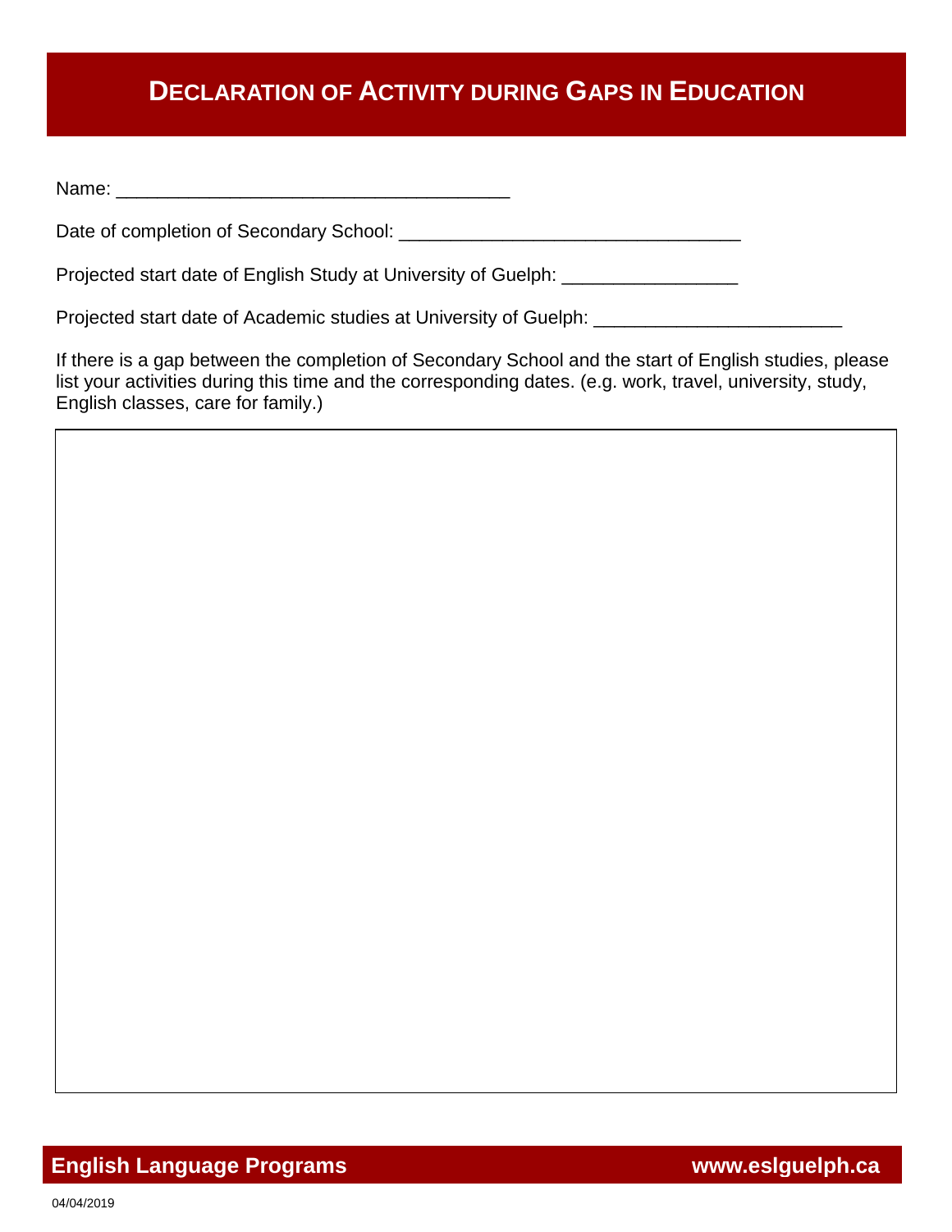# DECLARATION OF ACTIVITY DURING GAPS IN EDUCATION

Name: ______________________________________

Date of completion of Secondary School: _________________________________

Projected start date of English Study at University of Guelph: _________________

Projected start date of Academic studies at University of Guelph: ________________________

If there is a gap between the completion of Secondary School and the start of English studies, please list your activities during this time and the corresponding dates. (e.g. work, travel, university, study, English classes, care for family.)

| |
|---|
| |

**English Language Programs** **www.eslguelph.ca**

04/04/2019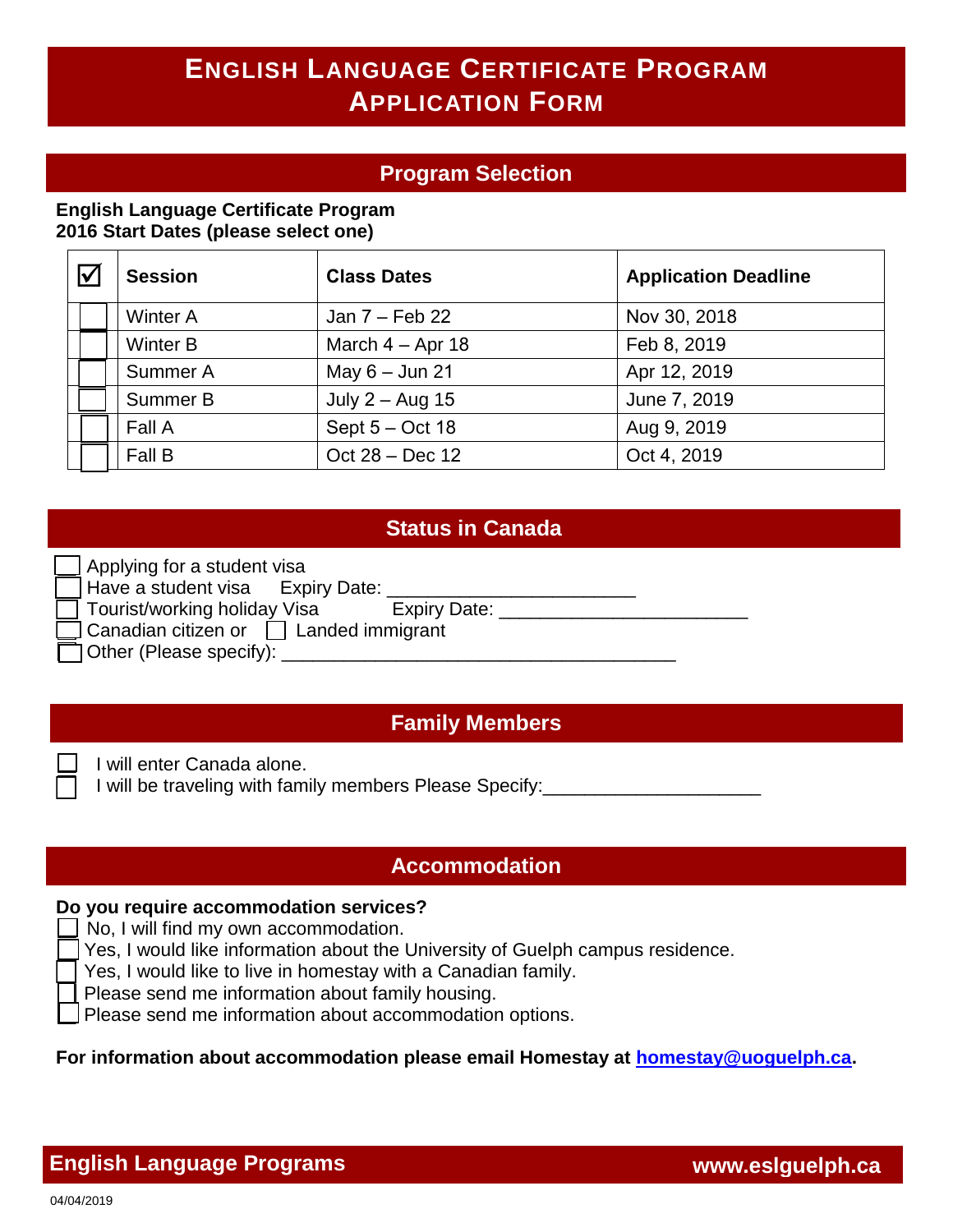# ENGLISH LANGUAGE CERTIFICATE PROGRAM APPLICATION FORM

## Program Selection

**English Language Certificate Program**
**2016 Start Dates (please select one)**

| ☑ | Session | Class Dates | Application Deadline |
|---|---|---|---|
| ☐ | Winter A | Jan 7 – Feb 22 | Nov 30, 2018 |
| ☐ | Winter B | March 4 – Apr 18 | Feb 8, 2019 |
| ☐ | Summer A | May 6 – Jun 21 | Apr 12, 2019 |
| ☐ | Summer B | July 2 – Aug 15 | June 7, 2019 |
| ☐ | Fall A | Sept 5 – Oct 18 | Aug 9, 2019 |
| ☐ | Fall B | Oct 28 – Dec 12 | Oct 4, 2019 |

## Status in Canada

☐ Applying for a student visa
☐ Have a student visa Expiry Date: ________________________
☐ Tourist/working holiday Visa Expiry Date: ________________________
☐ Canadian citizen or ☐ Landed immigrant
☐ Other (Please specify): ______________________________________

## Family Members

☐ I will enter Canada alone.
☐ I will be traveling with family members Please Specify:_____________________

## Accommodation

**Do you require accommodation services?**

☐ No, I will find my own accommodation.
☐ Yes, I would like information about the University of Guelph campus residence.
☐ Yes, I would like to live in homestay with a Canadian family.
☐ Please send me information about family housing.
☐ Please send me information about accommodation options.

**For information about accommodation please email Homestay at homestay@uoguelph.ca.**

**English Language Programs** **www.eslguelph.ca**

04/04/2019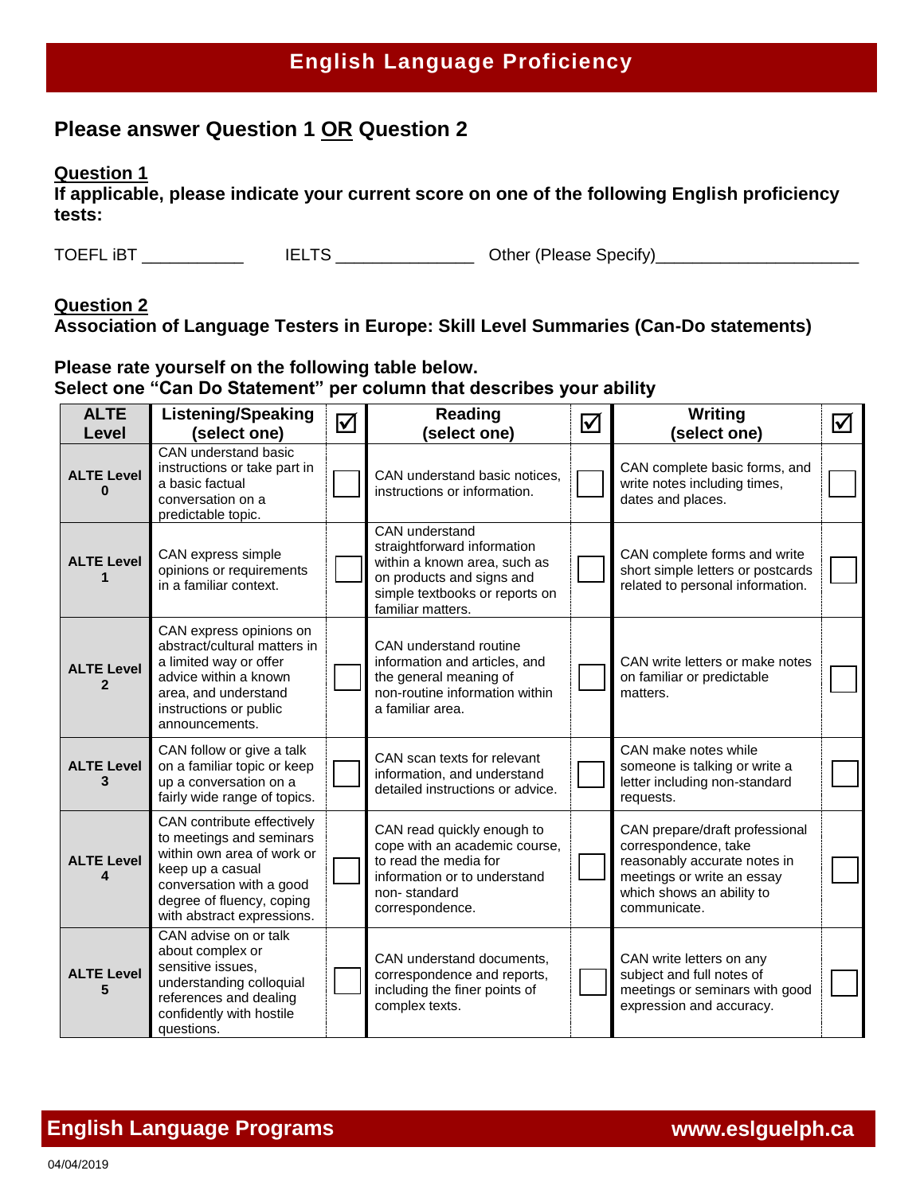# English Language Proficiency

## Please answer Question 1 OR Question 2

**Question 1**

**If applicable, please indicate your current score on one of the following English proficiency tests:**

TOEFL iBT ___________ IELTS ______________ Other (Please Specify)_____________________

**Question 2**

**Association of Language Testers in Europe: Skill Level Summaries (Can-Do statements)**

**Please rate yourself on the following table below.**
**Select one "Can Do Statement" per column that describes your ability**

| ALTE Level | Listening/Speaking (select one) | ☑ | Reading (select one) | ☑ | Writing (select one) | ☑ |
|---|---|---|---|---|---|---|
| **ALTE Level 0** | CAN understand basic instructions or take part in a basic factual conversation on a predictable topic. | ☐ | CAN understand basic notices, instructions or information. | ☐ | CAN complete basic forms, and write notes including times, dates and places. | ☐ |
| **ALTE Level 1** | CAN express simple opinions or requirements in a familiar context. | ☐ | CAN understand straightforward information within a known area, such as on products and signs and simple textbooks or reports on familiar matters. | ☐ | CAN complete forms and write short simple letters or postcards related to personal information. | ☐ |
| **ALTE Level 2** | CAN express opinions on abstract/cultural matters in a limited way or offer advice within a known area, and understand instructions or public announcements. | ☐ | CAN understand routine information and articles, and the general meaning of non-routine information within a familiar area. | ☐ | CAN write letters or make notes on familiar or predictable matters. | ☐ |
| **ALTE Level 3** | CAN follow or give a talk on a familiar topic or keep up a conversation on a fairly wide range of topics. | ☐ | CAN scan texts for relevant information, and understand detailed instructions or advice. | ☐ | CAN make notes while someone is talking or write a letter including non-standard requests. | ☐ |
| **ALTE Level 4** | CAN contribute effectively to meetings and seminars within own area of work or keep up a casual conversation with a good degree of fluency, coping with abstract expressions. | ☐ | CAN read quickly enough to cope with an academic course, to read the media for information or to understand non- standard correspondence. | ☐ | CAN prepare/draft professional correspondence, take reasonably accurate notes in meetings or write an essay which shows an ability to communicate. | ☐ |
| **ALTE Level 5** | CAN advise on or talk about complex or sensitive issues, understanding colloquial references and dealing confidently with hostile questions. | ☐ | CAN understand documents, correspondence and reports, including the finer points of complex texts. | ☐ | CAN write letters on any subject and full notes of meetings or seminars with good expression and accuracy. | ☐ |

**English Language Programs** **www.eslguelph.ca**

04/04/2019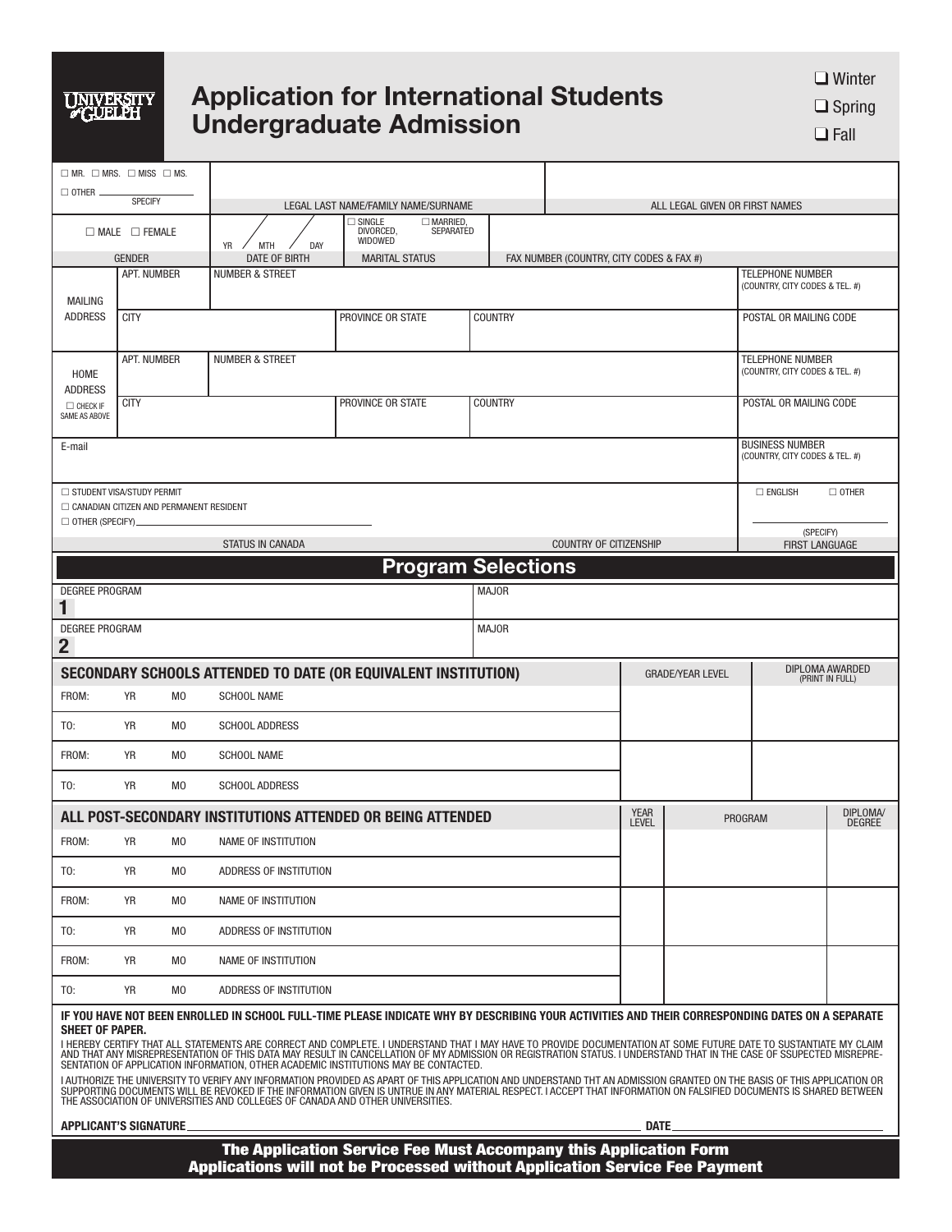UNIVERSITY of GUELPH

# Application for International Students Undergraduate Admission

❑ Winter
❑ Spring
❑ Fall

| ☐ MR. ☐ MRS. ☐ MISS ☐ MS. ☐ OTHER ______ SPECIFY | LEGAL LAST NAME/FAMILY NAME/SURNAME | ALL LEGAL GIVEN OR FIRST NAMES |
|---|---|---|

| ☐ MALE ☐ FEMALE | YR / MTH / DAY | ☐ SINGLE ☐ MARRIED, DIVORCED, SEPARATED WIDOWED | |
|---|---|---|---|
| GENDER | DATE OF BIRTH | MARITAL STATUS | FAX NUMBER (COUNTRY, CITY CODES & FAX #) |

| MAILING ADDRESS | APT. NUMBER | NUMBER & STREET | | | TELEPHONE NUMBER (COUNTRY, CITY CODES & TEL. #) |
|---|---|---|---|---|---|
| | CITY | | PROVINCE OR STATE | COUNTRY | POSTAL OR MAILING CODE |
| HOME ADDRESS ☐ CHECK IF SAME AS ABOVE | APT. NUMBER | NUMBER & STREET | | | TELEPHONE NUMBER (COUNTRY, CITY CODES & TEL. #) |
| | CITY | | PROVINCE OR STATE | COUNTRY | POSTAL OR MAILING CODE |

| E-mail | BUSINESS NUMBER (COUNTRY, CITY CODES & TEL. #) |
|---|---|

| ☐ STUDENT VISA/STUDY PERMIT ☐ CANADIAN CITIZEN AND PERMANENT RESIDENT ☐ OTHER (SPECIFY)______ | | ☐ ENGLISH ☐ OTHER ______ (SPECIFY) |
|---|---|---|
| STATUS IN CANADA | COUNTRY OF CITIZENSHIP | FIRST LANGUAGE |

## Program Selections

| | DEGREE PROGRAM | MAJOR |
|---|---|---|
| 1 | | |
| 2 | | |

| SECONDARY SCHOOLS ATTENDED TO DATE (OR EQUIVALENT INSTITUTION) | | | | GRADE/YEAR LEVEL | DIPLOMA AWARDED (PRINT IN FULL) |
|---|---|---|---|---|---|
| FROM: | YR | MO | SCHOOL NAME | | |
| TO: | YR | MO | SCHOOL ADDRESS | | |
| FROM: | YR | MO | SCHOOL NAME | | |
| TO: | YR | MO | SCHOOL ADDRESS | | |

| ALL POST-SECONDARY INSTITUTIONS ATTENDED OR BEING ATTENDED | | | | YEAR LEVEL | PROGRAM | DIPLOMA/ DEGREE |
|---|---|---|---|---|---|---|
| FROM: | YR | MO | NAME OF INSTITUTION | | | |
| TO: | YR | MO | ADDRESS OF INSTITUTION | | | |
| FROM: | YR | MO | NAME OF INSTITUTION | | | |
| TO: | YR | MO | ADDRESS OF INSTITUTION | | | |
| FROM: | YR | MO | NAME OF INSTITUTION | | | |
| TO: | YR | MO | ADDRESS OF INSTITUTION | | | |

**IF YOU HAVE NOT BEEN ENROLLED IN SCHOOL FULL-TIME PLEASE INDICATE WHY BY DESCRIBING YOUR ACTIVITIES AND THEIR CORRESPONDING DATES ON A SEPARATE SHEET OF PAPER.**

I HEREBY CERTIFY THAT ALL STATEMENTS ARE CORRECT AND COMPLETE. I UNDERSTAND THAT I MAY HAVE TO PROVIDE DOCUMENTATION AT SOME FUTURE DATE TO SUSTANTIATE MY CLAIM AND THAT ANY MISREPRESENTATION OF THIS DATA MAY RESULT IN CANCELLATION OF MY ADMISSION OR REGISTRATION STATUS. I UNDERSTAND THAT IN THE CASE OF SSUPECTED MISREPRESENTATION OF APPLICATION INFORMATION, OTHER ACADEMIC INSTITUTIONS MAY BE CONTACTED.

I AUTHORIZE THE UNIVERSITY TO VERIFY ANY INFORMATION PROVIDED AS APART OF THIS APPLICATION AND UNDERSTAND THT AN ADMISSION GRANTED ON THE BASIS OF THIS APPLICATION OR SUPPORTING DOCUMENTS WILL BE REVOKED IF THE INFORMATION GIVEN IS UNTRUE IN ANY MATERIAL RESPECT. I ACCEPT THAT INFORMATION ON FALSIFIED DOCUMENTS IS SHARED BETWEEN THE ASSOCIATION OF UNIVERSITIES AND COLLEGES OF CANADA AND OTHER UNIVERSITIES.

**APPLICANT'S SIGNATURE** ______________________ **DATE** ______________

**The Application Service Fee Must Accompany this Application Form**
**Applications will not be Processed without Application Service Fee Payment**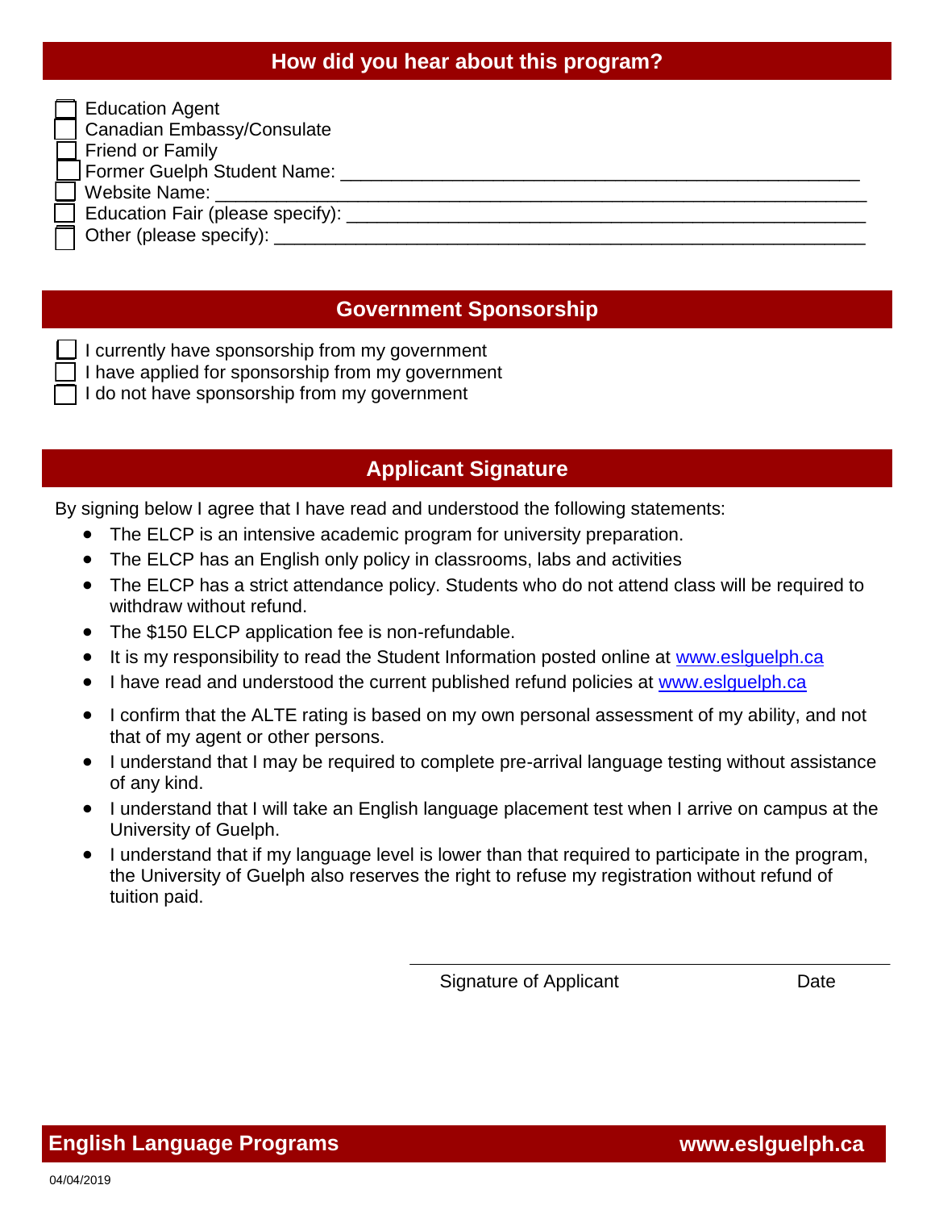## How did you hear about this program?

- ☐ Education Agent
- ☐ Canadian Embassy/Consulate
- ☐ Friend or Family
- ☐ Former Guelph Student Name: ____________________
- ☐ Website Name: ____________________
- ☐ Education Fair (please specify): ____________________
- ☐ Other (please specify): ____________________

## Government Sponsorship

- ☐ I currently have sponsorship from my government
- ☐ I have applied for sponsorship from my government
- ☐ I do not have sponsorship from my government

## Applicant Signature

By signing below I agree that I have read and understood the following statements:

- The ELCP is an intensive academic program for university preparation.
- The ELCP has an English only policy in classrooms, labs and activities
- The ELCP has a strict attendance policy. Students who do not attend class will be required to withdraw without refund.
- The $150 ELCP application fee is non-refundable.
- It is my responsibility to read the Student Information posted online at www.eslguelph.ca
- I have read and understood the current published refund policies at www.eslguelph.ca
- I confirm that the ALTE rating is based on my own personal assessment of my ability, and not that of my agent or other persons.
- I understand that I may be required to complete pre-arrival language testing without assistance of any kind.
- I understand that I will take an English language placement test when I arrive on campus at the University of Guelph.
- I understand that if my language level is lower than that required to participate in the program, the University of Guelph also reserves the right to refuse my registration without refund of tuition paid.

____________________________________________

Signature of Applicant                    Date

**English Language Programs**                    **www.eslguelph.ca**

04/04/2019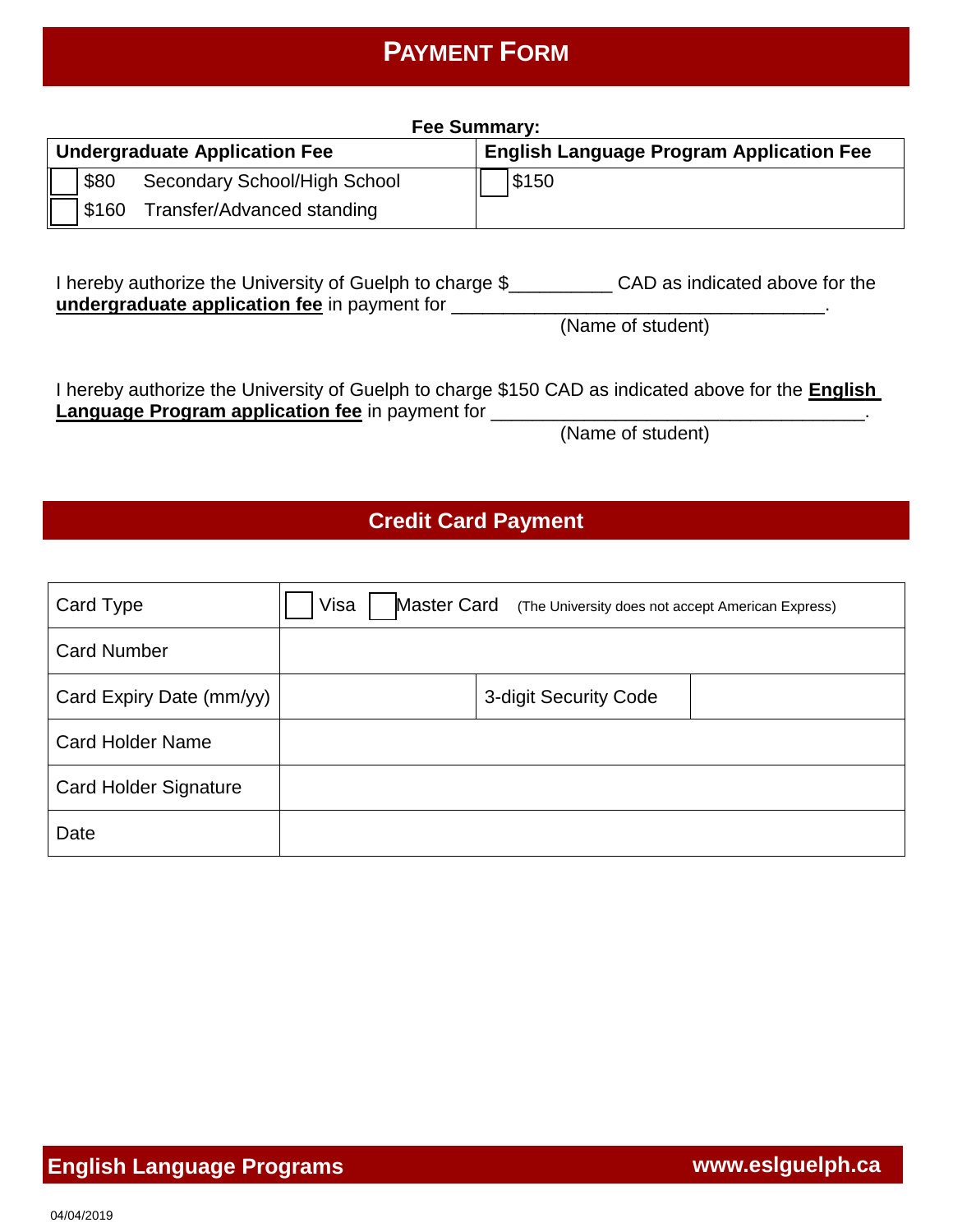# Payment Form

**Fee Summary:**

| **Undergraduate Application Fee** | | **English Language Program Application Fee** |
|---|---|---|
| ☐ $80 | Secondary School/High School | ☐ $150 |
| ☐ $160 | Transfer/Advanced standing | |

I hereby authorize the University of Guelph to charge $__________ CAD as indicated above for the **undergraduate application fee** in payment for ____________________________________.
(Name of student)

I hereby authorize the University of Guelph to charge $150 CAD as indicated above for the **English Language Program application fee** in payment for ___________________________________.
(Name of student)

## Credit Card Payment

| | | | |
|---|---|---|---|
| Card Type | ☐ Visa ☐ Master Card (The University does not accept American Express) | | |
| Card Number | | | |
| Card Expiry Date (mm/yy) | | 3-digit Security Code | |
| Card Holder Name | | | |
| Card Holder Signature | | | |
| Date | | | |

**English Language Programs** **www.eslguelph.ca**

04/04/2019